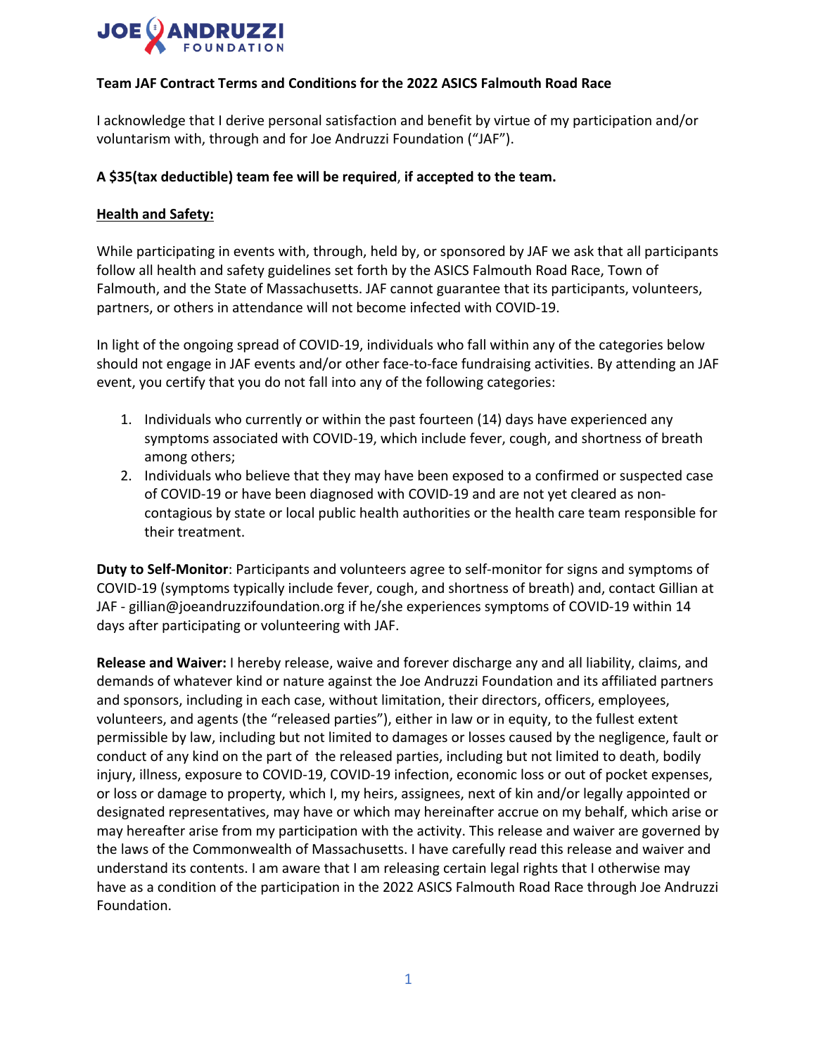JOE ANDRUZZI FOUNDATION

**Team JAF Contract Terms and Conditions for the 2022 ASICS Falmouth Road Race**

I acknowledge that I derive personal satisfaction and benefit by virtue of my participation and/or voluntarism with, through and for Joe Andruzzi Foundation ("JAF").

**A $35(tax deductible) team fee will be required**, **if accepted to the team.**

**Health and Safety:**

While participating in events with, through, held by, or sponsored by JAF we ask that all participants follow all health and safety guidelines set forth by the ASICS Falmouth Road Race, Town of Falmouth, and the State of Massachusetts. JAF cannot guarantee that its participants, volunteers, partners, or others in attendance will not become infected with COVID-19.

In light of the ongoing spread of COVID-19, individuals who fall within any of the categories below should not engage in JAF events and/or other face-to-face fundraising activities. By attending an JAF event, you certify that you do not fall into any of the following categories:

1. Individuals who currently or within the past fourteen (14) days have experienced any symptoms associated with COVID-19, which include fever, cough, and shortness of breath among others;
2. Individuals who believe that they may have been exposed to a confirmed or suspected case of COVID-19 or have been diagnosed with COVID-19 and are not yet cleared as non-contagious by state or local public health authorities or the health care team responsible for their treatment.

**Duty to Self-Monitor**: Participants and volunteers agree to self-monitor for signs and symptoms of COVID-19 (symptoms typically include fever, cough, and shortness of breath) and, contact Gillian at JAF - gillian@joeandruzzifoundation.org if he/she experiences symptoms of COVID-19 within 14 days after participating or volunteering with JAF.

**Release and Waiver:** I hereby release, waive and forever discharge any and all liability, claims, and demands of whatever kind or nature against the Joe Andruzzi Foundation and its affiliated partners and sponsors, including in each case, without limitation, their directors, officers, employees, volunteers, and agents (the "released parties"), either in law or in equity, to the fullest extent permissible by law, including but not limited to damages or losses caused by the negligence, fault or conduct of any kind on the part of the released parties, including but not limited to death, bodily injury, illness, exposure to COVID-19, COVID-19 infection, economic loss or out of pocket expenses, or loss or damage to property, which I, my heirs, assignees, next of kin and/or legally appointed or designated representatives, may have or which may hereinafter accrue on my behalf, which arise or may hereafter arise from my participation with the activity. This release and waiver are governed by the laws of the Commonwealth of Massachusetts. I have carefully read this release and waiver and understand its contents. I am aware that I am releasing certain legal rights that I otherwise may have as a condition of the participation in the 2022 ASICS Falmouth Road Race through Joe Andruzzi Foundation.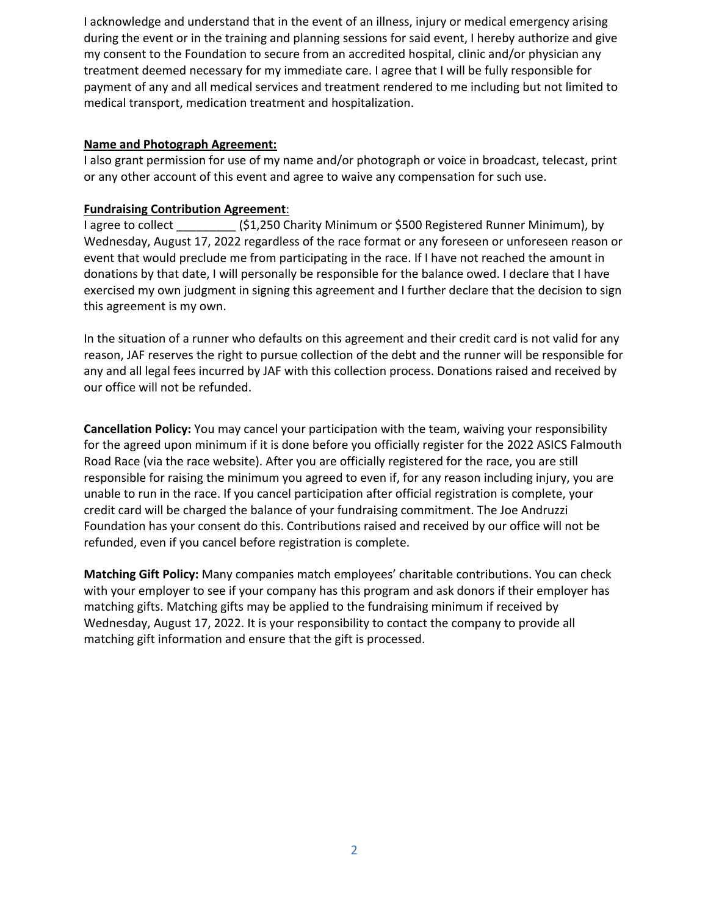I acknowledge and understand that in the event of an illness, injury or medical emergency arising during the event or in the training and planning sessions for said event, I hereby authorize and give my consent to the Foundation to secure from an accredited hospital, clinic and/or physician any treatment deemed necessary for my immediate care. I agree that I will be fully responsible for payment of any and all medical services and treatment rendered to me including but not limited to medical transport, medication treatment and hospitalization.

**Name and Photograph Agreement:**
I also grant permission for use of my name and/or photograph or voice in broadcast, telecast, print or any other account of this event and agree to waive any compensation for such use.

**Fundraising Contribution Agreement**:
I agree to collect _________ ($1,250 Charity Minimum or $500 Registered Runner Minimum), by Wednesday, August 17, 2022 regardless of the race format or any foreseen or unforeseen reason or event that would preclude me from participating in the race. If I have not reached the amount in donations by that date, I will personally be responsible for the balance owed. I declare that I have exercised my own judgment in signing this agreement and I further declare that the decision to sign this agreement is my own.

In the situation of a runner who defaults on this agreement and their credit card is not valid for any reason, JAF reserves the right to pursue collection of the debt and the runner will be responsible for any and all legal fees incurred by JAF with this collection process. Donations raised and received by our office will not be refunded.

**Cancellation Policy:** You may cancel your participation with the team, waiving your responsibility for the agreed upon minimum if it is done before you officially register for the 2022 ASICS Falmouth Road Race (via the race website). After you are officially registered for the race, you are still responsible for raising the minimum you agreed to even if, for any reason including injury, you are unable to run in the race. If you cancel participation after official registration is complete, your credit card will be charged the balance of your fundraising commitment. The Joe Andruzzi Foundation has your consent do this. Contributions raised and received by our office will not be refunded, even if you cancel before registration is complete.

**Matching Gift Policy:** Many companies match employees' charitable contributions. You can check with your employer to see if your company has this program and ask donors if their employer has matching gifts. Matching gifts may be applied to the fundraising minimum if received by Wednesday, August 17, 2022. It is your responsibility to contact the company to provide all matching gift information and ensure that the gift is processed.